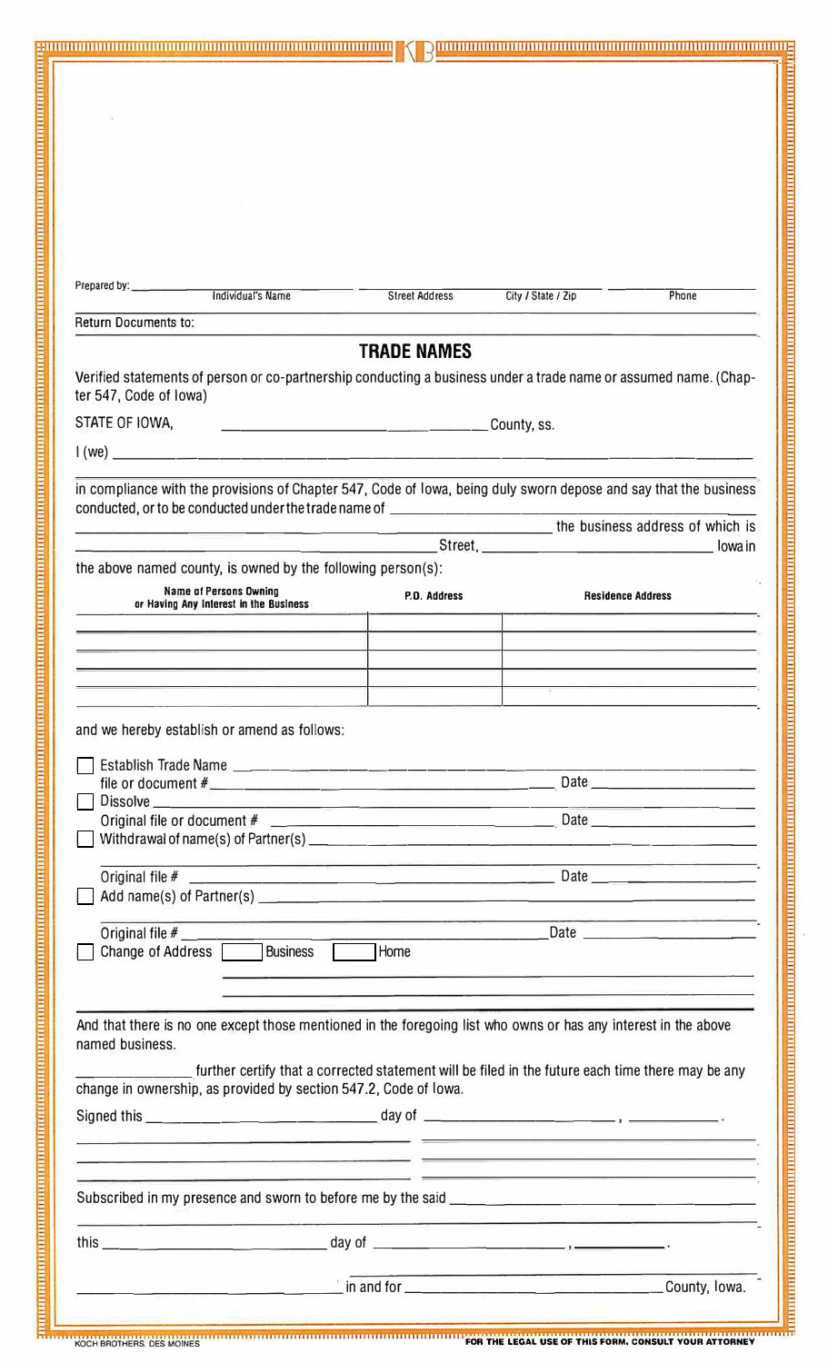Prepared by: ____________ ____________ ____________ ____________
Individual's Name | Street Address | City / State / Zip | Phone

Return Documents to:

## TRADE NAMES

Verified statements of person or co-partnership conducting a business under a trade name or assumed name. (Chapter 547, Code of Iowa)

STATE OF IOWA, ______________________ County, ss.

I (we) ____________________________________________

in compliance with the provisions of Chapter 547, Code of Iowa, being duly sworn depose and say that the business conducted, or to be conducted under the trade name of ______________________ the business address of which is ______________________ Street, ______________________ Iowa in the above named county, is owned by the following person(s):

| Name of Persons Owning or Having Any Interest in the Business | P.O. Address | Residence Address |
|---|---|---|
| | | |
| | | |
| | | |
| | | |
| | | |

and we hereby establish or amend as follows:

- ☐ Establish Trade Name ______________________
  file or document # ______________________ Date ____________
- ☐ Dissolve ______________________
  Original file or document # ______________________ Date ____________
- ☐ Withdrawal of name(s) of Partner(s) ______________________
  Original file # ______________________ Date ____________
- ☐ Add name(s) of Partner(s) ______________________
  Original file # ______________________ Date ____________
- ☐ Change of Address ☐ Business ☐ Home

And that there is no one except those mentioned in the foregoing list who owns or has any interest in the above named business.

____________ further certify that a corrected statement will be filed in the future each time there may be any change in ownership, as provided by section 547.2, Code of Iowa.

Signed this ____________ day of ____________, ____________.

Subscribed in my presence and sworn to before me by the said ______________________

this ____________ day of ____________, ____________.

______________________ in and for ______________________ County, Iowa.

KOCH BROTHERS, DES MOINES

FOR THE LEGAL USE OF THIS FORM, CONSULT YOUR ATTORNEY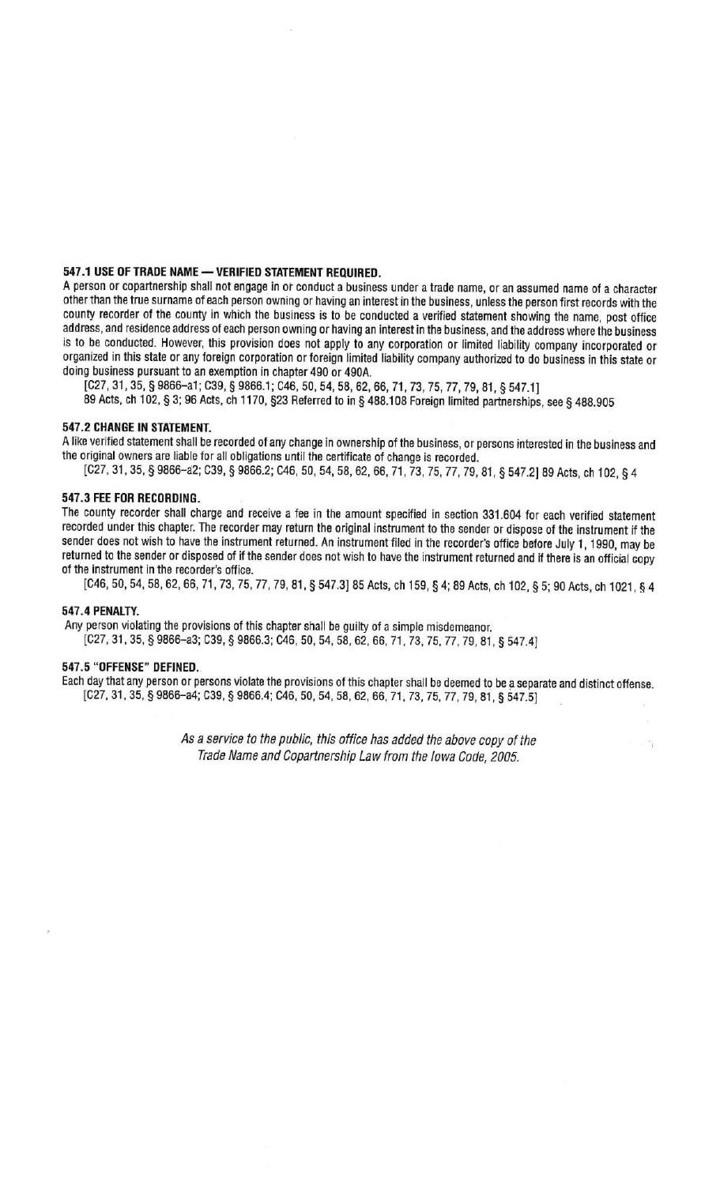### 547.1 USE OF TRADE NAME — VERIFIED STATEMENT REQUIRED.

A person or copartnership shall not engage in or conduct a business under a trade name, or an assumed name of a character other than the true surname of each person owning or having an interest in the business, unless the person first records with the county recorder of the county in which the business is to be conducted a verified statement showing the name, post office address, and residence address of each person owning or having an interest in the business, and the address where the business is to be conducted. However, this provision does not apply to any corporation or limited liability company incorporated or organized in this state or any foreign corporation or foreign limited liability company authorized to do business in this state or doing business pursuant to an exemption in chapter 490 or 490A.

[C27, 31, 35, § 9866–a1; C39, § 9866.1; C46, 50, 54, 58, 62, 66, 71, 73, 75, 77, 79, 81, § 547.1]
89 Acts, ch 102, § 3; 96 Acts, ch 1170, §23 Referred to in § 488.108 Foreign limited partnerships, see § 488.905

### 547.2 CHANGE IN STATEMENT.

A like verified statement shall be recorded of any change in ownership of the business, or persons interested in the business and the original owners are liable for all obligations until the certificate of change is recorded.

[C27, 31, 35, § 9866–a2; C39, § 9866.2; C46, 50, 54, 58, 62, 66, 71, 73, 75, 77, 79, 81, § 547.2] 89 Acts, ch 102, § 4

### 547.3 FEE FOR RECORDING.

The county recorder shall charge and receive a fee in the amount specified in section 331.604 for each verified statement recorded under this chapter. The recorder may return the original instrument to the sender or dispose of the instrument if the sender does not wish to have the instrument returned. An instrument filed in the recorder's office before July 1, 1990, may be returned to the sender or disposed of if the sender does not wish to have the instrument returned and if there is an official copy of the instrument in the recorder's office.

[C46, 50, 54, 58, 62, 66, 71, 73, 75, 77, 79, 81, § 547.3] 85 Acts, ch 159, § 4; 89 Acts, ch 102, § 5; 90 Acts, ch 1021, § 4

### 547.4 PENALTY.

Any person violating the provisions of this chapter shall be guilty of a simple misdemeanor.

[C27, 31, 35, § 9866–a3; C39, § 9866.3; C46, 50, 54, 58, 62, 66, 71, 73, 75, 77, 79, 81, § 547.4]

### 547.5 "OFFENSE" DEFINED.

Each day that any person or persons violate the provisions of this chapter shall be deemed to be a separate and distinct offense.

[C27, 31, 35, § 9866–a4; C39, § 9866.4; C46, 50, 54, 58, 62, 66, 71, 73, 75, 77, 79, 81, § 547.5]

*As a service to the public, this office has added the above copy of the Trade Name and Copartnership Law from the Iowa Code, 2005.*